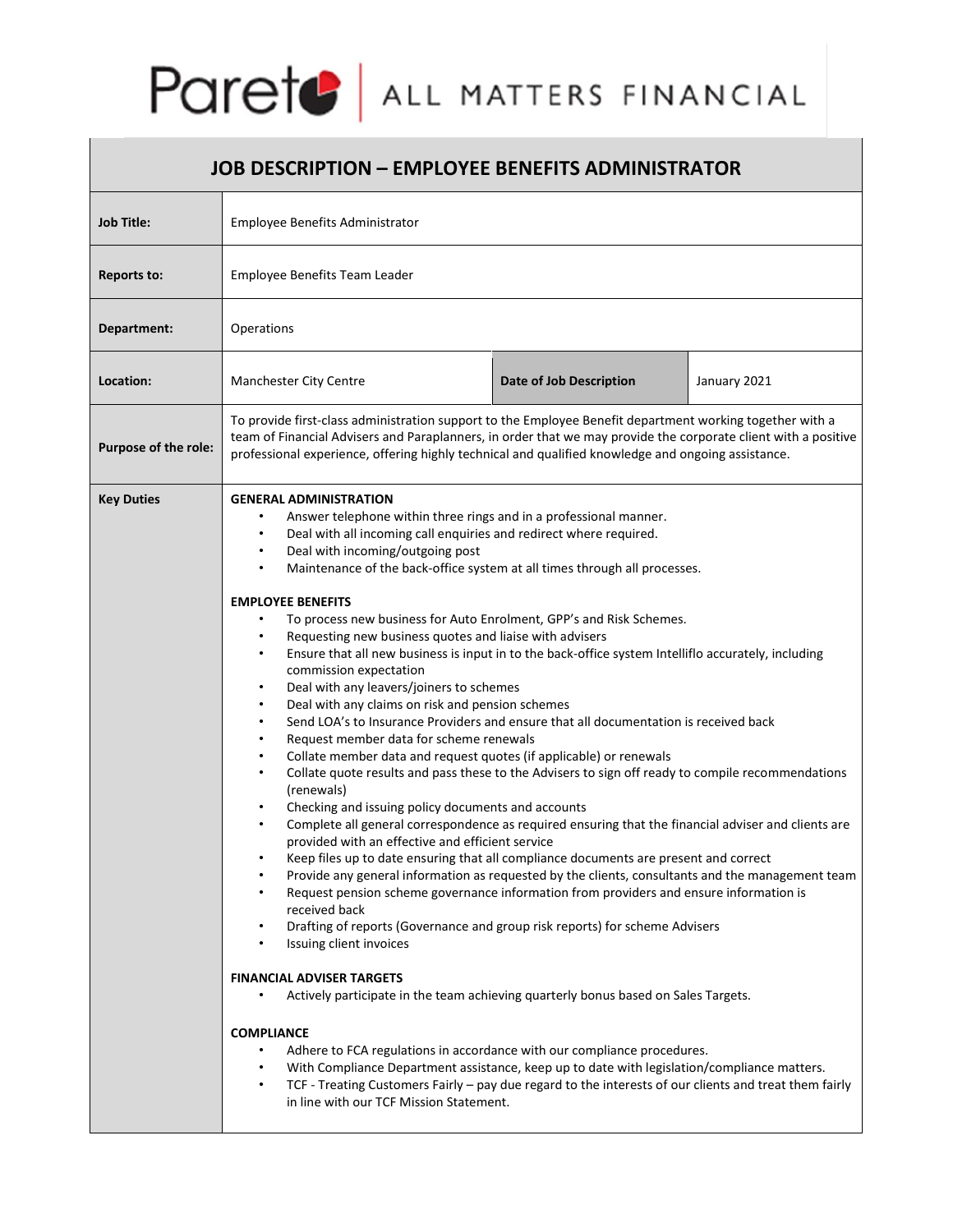Pareto | ALL MATTERS FINANCIAL

# JOB DESCRIPTION – EMPLOYEE BENEFITS ADMINISTRATOR

| | | | |
|---|---|---|---|
| **Job Title:** | Employee Benefits Administrator | | |
| **Reports to:** | Employee Benefits Team Leader | | |
| **Department:** | Operations | | |
| **Location:** | Manchester City Centre | **Date of Job Description** | January 2021 |
| **Purpose of the role:** | To provide first-class administration support to the Employee Benefit department working together with a team of Financial Advisers and Paraplanners, in order that we may provide the corporate client with a positive professional experience, offering highly technical and qualified knowledge and ongoing assistance. | | |

**Key Duties**

**GENERAL ADMINISTRATION**

- Answer telephone within three rings and in a professional manner.
- Deal with all incoming call enquiries and redirect where required.
- Deal with incoming/outgoing post
- Maintenance of the back-office system at all times through all processes.

**EMPLOYEE BENEFITS**

- To process new business for Auto Enrolment, GPP's and Risk Schemes.
- Requesting new business quotes and liaise with advisers
- Ensure that all new business is input in to the back-office system Intelliflo accurately, including commission expectation
- Deal with any leavers/joiners to schemes
- Deal with any claims on risk and pension schemes
- Send LOA's to Insurance Providers and ensure that all documentation is received back
- Request member data for scheme renewals
- Collate member data and request quotes (if applicable) or renewals
- Collate quote results and pass these to the Advisers to sign off ready to compile recommendations (renewals)
- Checking and issuing policy documents and accounts
- Complete all general correspondence as required ensuring that the financial adviser and clients are provided with an effective and efficient service
- Keep files up to date ensuring that all compliance documents are present and correct
- Provide any general information as requested by the clients, consultants and the management team
- Request pension scheme governance information from providers and ensure information is received back
- Drafting of reports (Governance and group risk reports) for scheme Advisers
- Issuing client invoices

**FINANCIAL ADVISER TARGETS**

- Actively participate in the team achieving quarterly bonus based on Sales Targets.

**COMPLIANCE**

- Adhere to FCA regulations in accordance with our compliance procedures.
- With Compliance Department assistance, keep up to date with legislation/compliance matters.
- TCF - Treating Customers Fairly – pay due regard to the interests of our clients and treat them fairly in line with our TCF Mission Statement.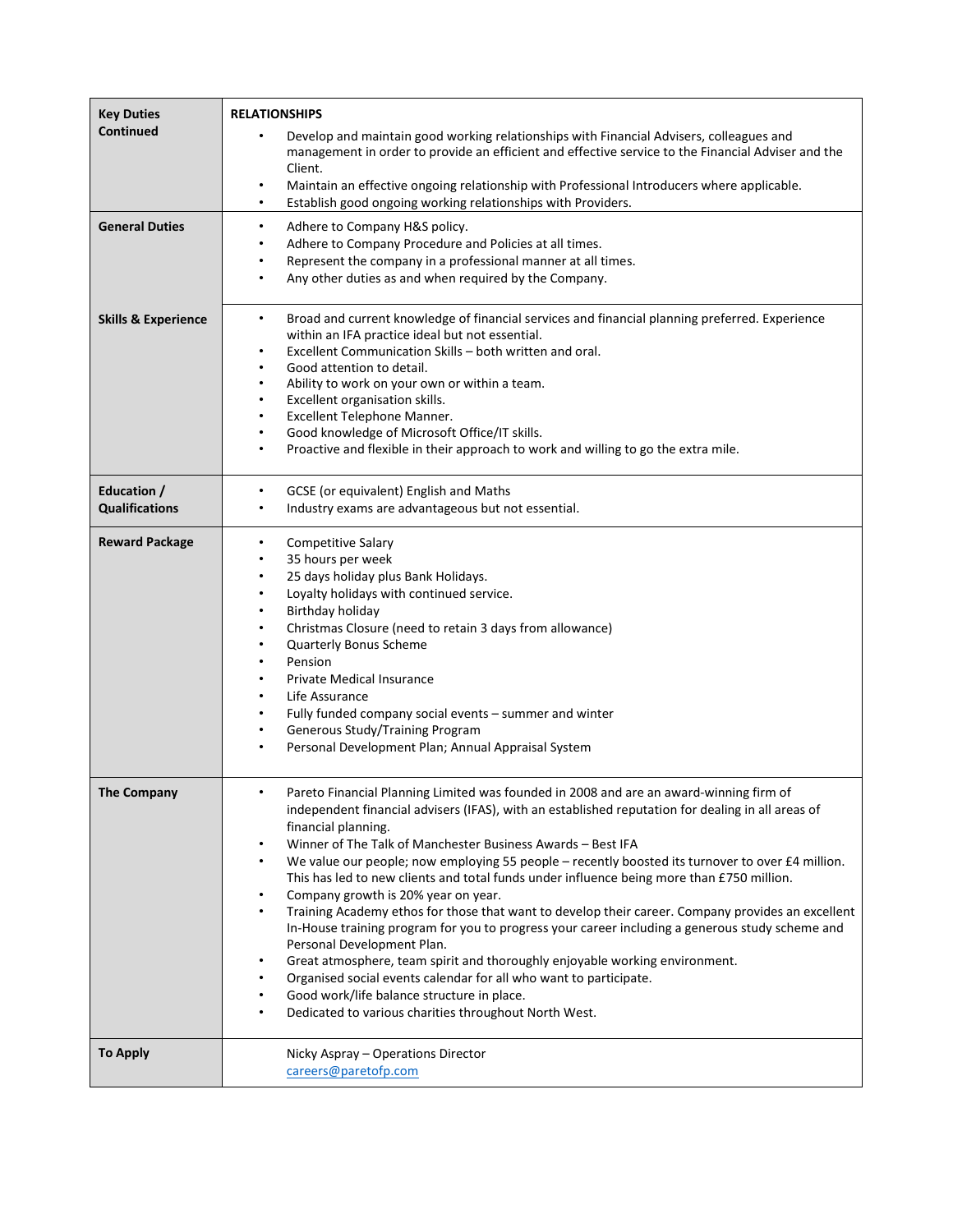| | |
|---|---|
| **Key Duties Continued** | **RELATIONSHIPS**<br>• Develop and maintain good working relationships with Financial Advisers, colleagues and management in order to provide an efficient and effective service to the Financial Adviser and the Client.<br>• Maintain an effective ongoing relationship with Professional Introducers where applicable.<br>• Establish good ongoing working relationships with Providers. |
| **General Duties** | • Adhere to Company H&S policy.<br>• Adhere to Company Procedure and Policies at all times.<br>• Represent the company in a professional manner at all times.<br>• Any other duties as and when required by the Company. |
| **Skills & Experience** | • Broad and current knowledge of financial services and financial planning preferred. Experience within an IFA practice ideal but not essential.<br>• Excellent Communication Skills – both written and oral.<br>• Good attention to detail.<br>• Ability to work on your own or within a team.<br>• Excellent organisation skills.<br>• Excellent Telephone Manner.<br>• Good knowledge of Microsoft Office/IT skills.<br>• Proactive and flexible in their approach to work and willing to go the extra mile. |
| **Education / Qualifications** | • GCSE (or equivalent) English and Maths<br>• Industry exams are advantageous but not essential. |
| **Reward Package** | • Competitive Salary<br>• 35 hours per week<br>• 25 days holiday plus Bank Holidays.<br>• Loyalty holidays with continued service.<br>• Birthday holiday<br>• Christmas Closure (need to retain 3 days from allowance)<br>• Quarterly Bonus Scheme<br>• Pension<br>• Private Medical Insurance<br>• Life Assurance<br>• Fully funded company social events – summer and winter<br>• Generous Study/Training Program<br>• Personal Development Plan; Annual Appraisal System |
| **The Company** | • Pareto Financial Planning Limited was founded in 2008 and are an award-winning firm of independent financial advisers (IFAS), with an established reputation for dealing in all areas of financial planning.<br>• Winner of The Talk of Manchester Business Awards – Best IFA<br>• We value our people; now employing 55 people – recently boosted its turnover to over £4 million. This has led to new clients and total funds under influence being more than £750 million.<br>• Company growth is 20% year on year.<br>• Training Academy ethos for those that want to develop their career. Company provides an excellent In-House training program for you to progress your career including a generous study scheme and Personal Development Plan.<br>• Great atmosphere, team spirit and thoroughly enjoyable working environment.<br>• Organised social events calendar for all who want to participate.<br>• Good work/life balance structure in place.<br>• Dedicated to various charities throughout North West. |
| **To Apply** | Nicky Aspray – Operations Director<br>careers@paretofp.com |